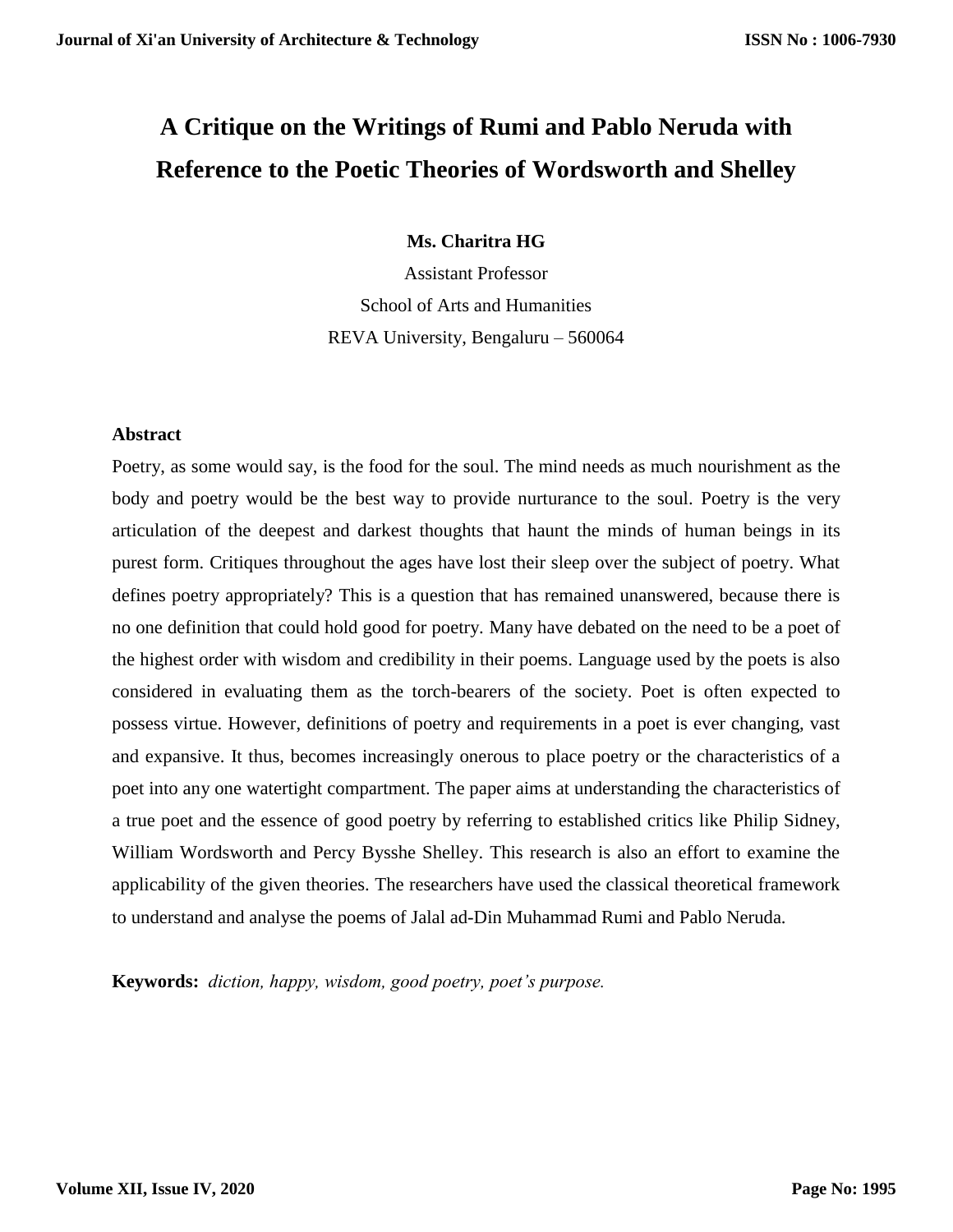# A Critique on the Writings of Rumi and Pablo Neruda with Reference to the Poetic Theories of Wordsworth and Shelley

**Ms. Charitra HG**

Assistant Professor

School of Arts and Humanities

REVA University, Bengaluru – 560064

## Abstract

Poetry, as some would say, is the food for the soul. The mind needs as much nourishment as the body and poetry would be the best way to provide nurturance to the soul. Poetry is the very articulation of the deepest and darkest thoughts that haunt the minds of human beings in its purest form. Critiques throughout the ages have lost their sleep over the subject of poetry. What defines poetry appropriately? This is a question that has remained unanswered, because there is no one definition that could hold good for poetry. Many have debated on the need to be a poet of the highest order with wisdom and credibility in their poems. Language used by the poets is also considered in evaluating them as the torch-bearers of the society. Poet is often expected to possess virtue. However, definitions of poetry and requirements in a poet is ever changing, vast and expansive. It thus, becomes increasingly onerous to place poetry or the characteristics of a poet into any one watertight compartment. The paper aims at understanding the characteristics of a true poet and the essence of good poetry by referring to established critics like Philip Sidney, William Wordsworth and Percy Bysshe Shelley. This research is also an effort to examine the applicability of the given theories. The researchers have used the classical theoretical framework to understand and analyse the poems of Jalal ad-Din Muhammad Rumi and Pablo Neruda.

**Keywords:** *diction, happy, wisdom, good poetry, poet's purpose.*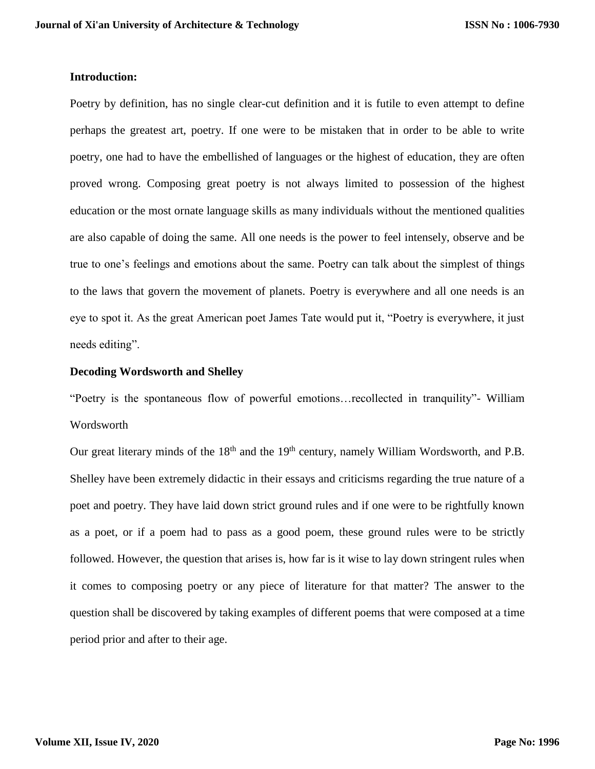**Introduction:**

Poetry by definition, has no single clear-cut definition and it is futile to even attempt to define perhaps the greatest art, poetry. If one were to be mistaken that in order to be able to write poetry, one had to have the embellished of languages or the highest of education, they are often proved wrong. Composing great poetry is not always limited to possession of the highest education or the most ornate language skills as many individuals without the mentioned qualities are also capable of doing the same. All one needs is the power to feel intensely, observe and be true to one's feelings and emotions about the same. Poetry can talk about the simplest of things to the laws that govern the movement of planets. Poetry is everywhere and all one needs is an eye to spot it. As the great American poet James Tate would put it, "Poetry is everywhere, it just needs editing".

**Decoding Wordsworth and Shelley**

"Poetry is the spontaneous flow of powerful emotions…recollected in tranquility"- William Wordsworth

Our great literary minds of the 18th and the 19th century, namely William Wordsworth, and P.B. Shelley have been extremely didactic in their essays and criticisms regarding the true nature of a poet and poetry. They have laid down strict ground rules and if one were to be rightfully known as a poet, or if a poem had to pass as a good poem, these ground rules were to be strictly followed. However, the question that arises is, how far is it wise to lay down stringent rules when it comes to composing poetry or any piece of literature for that matter? The answer to the question shall be discovered by taking examples of different poems that were composed at a time period prior and after to their age.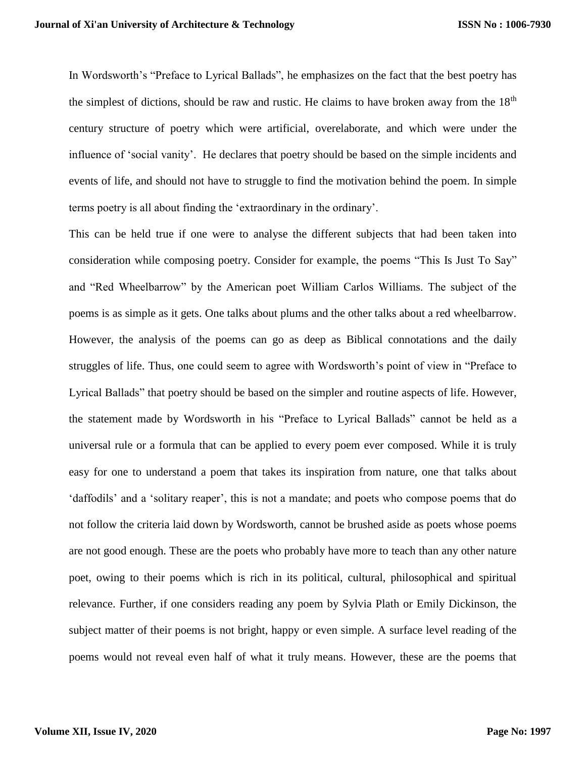In Wordsworth's "Preface to Lyrical Ballads", he emphasizes on the fact that the best poetry has the simplest of dictions, should be raw and rustic. He claims to have broken away from the 18th century structure of poetry which were artificial, overelaborate, and which were under the influence of 'social vanity'. He declares that poetry should be based on the simple incidents and events of life, and should not have to struggle to find the motivation behind the poem. In simple terms poetry is all about finding the 'extraordinary in the ordinary'.

This can be held true if one were to analyse the different subjects that had been taken into consideration while composing poetry. Consider for example, the poems "This Is Just To Say" and "Red Wheelbarrow" by the American poet William Carlos Williams. The subject of the poems is as simple as it gets. One talks about plums and the other talks about a red wheelbarrow. However, the analysis of the poems can go as deep as Biblical connotations and the daily struggles of life. Thus, one could seem to agree with Wordsworth's point of view in "Preface to Lyrical Ballads" that poetry should be based on the simpler and routine aspects of life. However, the statement made by Wordsworth in his "Preface to Lyrical Ballads" cannot be held as a universal rule or a formula that can be applied to every poem ever composed. While it is truly easy for one to understand a poem that takes its inspiration from nature, one that talks about 'daffodils' and a 'solitary reaper', this is not a mandate; and poets who compose poems that do not follow the criteria laid down by Wordsworth, cannot be brushed aside as poets whose poems are not good enough. These are the poets who probably have more to teach than any other nature poet, owing to their poems which is rich in its political, cultural, philosophical and spiritual relevance. Further, if one considers reading any poem by Sylvia Plath or Emily Dickinson, the subject matter of their poems is not bright, happy or even simple. A surface level reading of the poems would not reveal even half of what it truly means. However, these are the poems that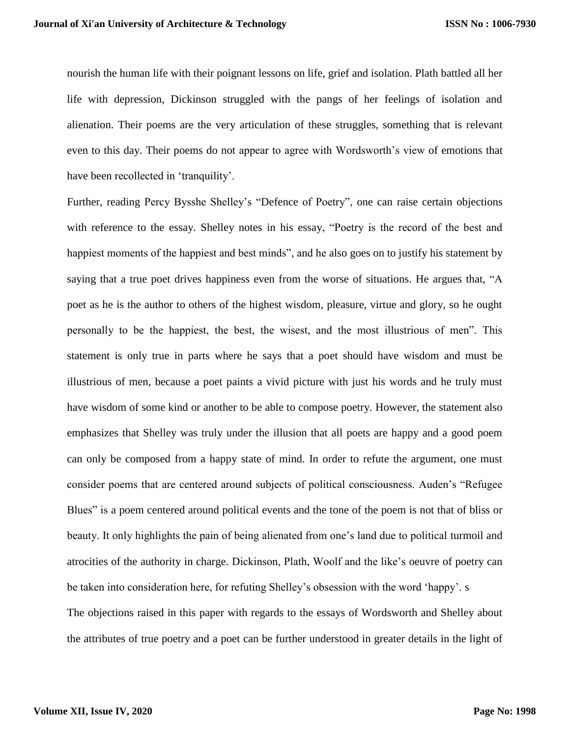nourish the human life with their poignant lessons on life, grief and isolation. Plath battled all her life with depression, Dickinson struggled with the pangs of her feelings of isolation and alienation. Their poems are the very articulation of these struggles, something that is relevant even to this day. Their poems do not appear to agree with Wordsworth's view of emotions that have been recollected in 'tranquility'.

Further, reading Percy Bysshe Shelley's "Defence of Poetry", one can raise certain objections with reference to the essay. Shelley notes in his essay, "Poetry is the record of the best and happiest moments of the happiest and best minds", and he also goes on to justify his statement by saying that a true poet drives happiness even from the worse of situations. He argues that, "A poet as he is the author to others of the highest wisdom, pleasure, virtue and glory, so he ought personally to be the happiest, the best, the wisest, and the most illustrious of men". This statement is only true in parts where he says that a poet should have wisdom and must be illustrious of men, because a poet paints a vivid picture with just his words and he truly must have wisdom of some kind or another to be able to compose poetry. However, the statement also emphasizes that Shelley was truly under the illusion that all poets are happy and a good poem can only be composed from a happy state of mind. In order to refute the argument, one must consider poems that are centered around subjects of political consciousness. Auden's "Refugee Blues" is a poem centered around political events and the tone of the poem is not that of bliss or beauty. It only highlights the pain of being alienated from one's land due to political turmoil and atrocities of the authority in charge. Dickinson, Plath, Woolf and the like's oeuvre of poetry can be taken into consideration here, for refuting Shelley's obsession with the word 'happy'. s

The objections raised in this paper with regards to the essays of Wordsworth and Shelley about the attributes of true poetry and a poet can be further understood in greater details in the light of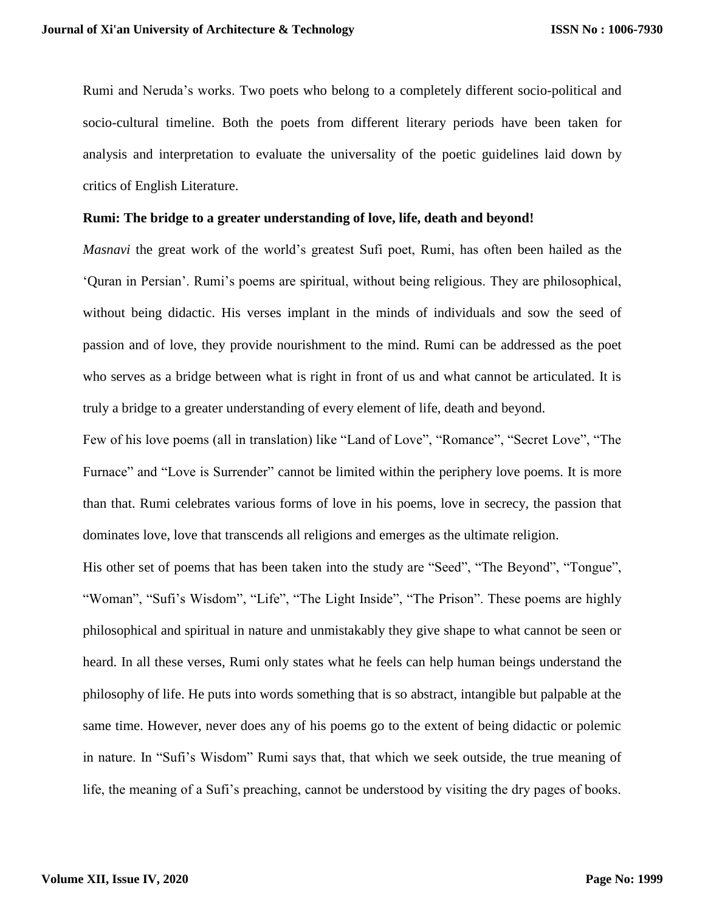Rumi and Neruda's works. Two poets who belong to a completely different socio-political and socio-cultural timeline. Both the poets from different literary periods have been taken for analysis and interpretation to evaluate the universality of the poetic guidelines laid down by critics of English Literature.

**Rumi: The bridge to a greater understanding of love, life, death and beyond!**

*Masnavi* the great work of the world's greatest Sufi poet, Rumi, has often been hailed as the 'Quran in Persian'. Rumi's poems are spiritual, without being religious. They are philosophical, without being didactic. His verses implant in the minds of individuals and sow the seed of passion and of love, they provide nourishment to the mind. Rumi can be addressed as the poet who serves as a bridge between what is right in front of us and what cannot be articulated. It is truly a bridge to a greater understanding of every element of life, death and beyond.

Few of his love poems (all in translation) like "Land of Love", "Romance", "Secret Love", "The Furnace" and "Love is Surrender" cannot be limited within the periphery love poems. It is more than that. Rumi celebrates various forms of love in his poems, love in secrecy, the passion that dominates love, love that transcends all religions and emerges as the ultimate religion.

His other set of poems that has been taken into the study are "Seed", "The Beyond", "Tongue", "Woman", "Sufi's Wisdom", "Life", "The Light Inside", "The Prison". These poems are highly philosophical and spiritual in nature and unmistakably they give shape to what cannot be seen or heard. In all these verses, Rumi only states what he feels can help human beings understand the philosophy of life. He puts into words something that is so abstract, intangible but palpable at the same time. However, never does any of his poems go to the extent of being didactic or polemic in nature. In "Sufi's Wisdom" Rumi says that, that which we seek outside, the true meaning of life, the meaning of a Sufi's preaching, cannot be understood by visiting the dry pages of books.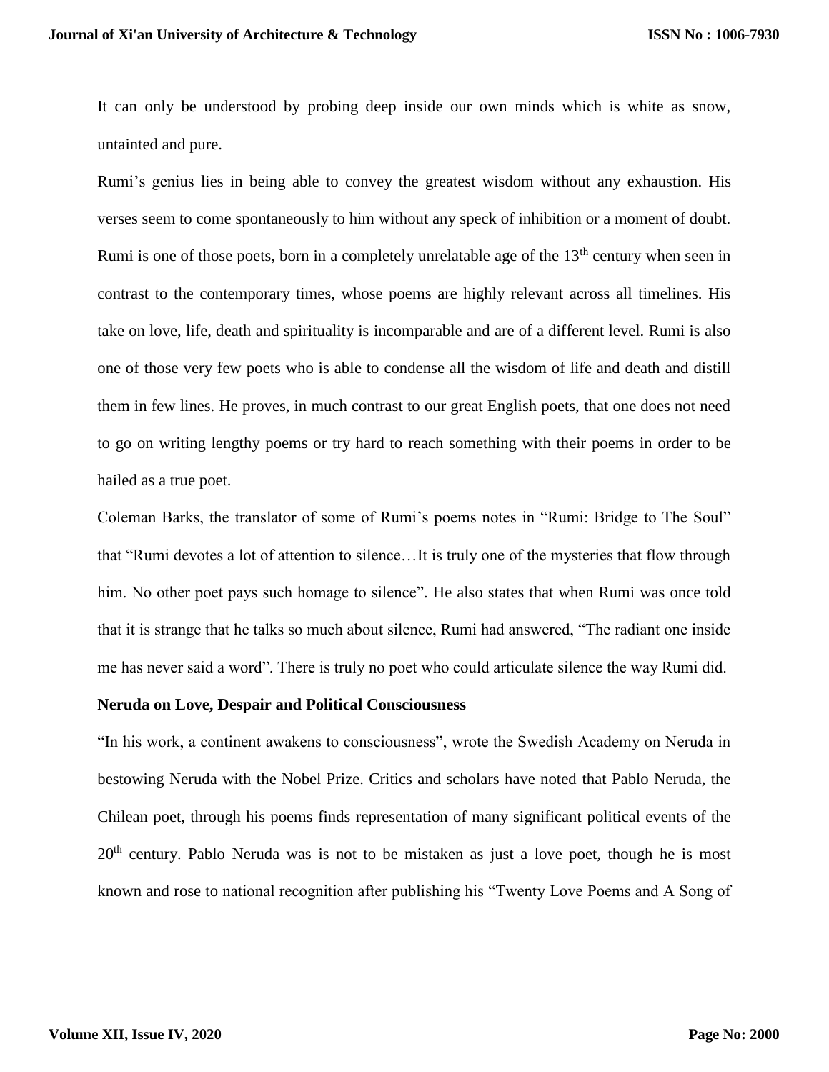It can only be understood by probing deep inside our own minds which is white as snow, untainted and pure.

Rumi's genius lies in being able to convey the greatest wisdom without any exhaustion. His verses seem to come spontaneously to him without any speck of inhibition or a moment of doubt. Rumi is one of those poets, born in a completely unrelatable age of the 13th century when seen in contrast to the contemporary times, whose poems are highly relevant across all timelines. His take on love, life, death and spirituality is incomparable and are of a different level. Rumi is also one of those very few poets who is able to condense all the wisdom of life and death and distill them in few lines. He proves, in much contrast to our great English poets, that one does not need to go on writing lengthy poems or try hard to reach something with their poems in order to be hailed as a true poet.

Coleman Barks, the translator of some of Rumi's poems notes in "Rumi: Bridge to The Soul" that "Rumi devotes a lot of attention to silence…It is truly one of the mysteries that flow through him. No other poet pays such homage to silence". He also states that when Rumi was once told that it is strange that he talks so much about silence, Rumi had answered, "The radiant one inside me has never said a word". There is truly no poet who could articulate silence the way Rumi did.

**Neruda on Love, Despair and Political Consciousness**

"In his work, a continent awakens to consciousness", wrote the Swedish Academy on Neruda in bestowing Neruda with the Nobel Prize. Critics and scholars have noted that Pablo Neruda, the Chilean poet, through his poems finds representation of many significant political events of the 20th century. Pablo Neruda was is not to be mistaken as just a love poet, though he is most known and rose to national recognition after publishing his "Twenty Love Poems and A Song of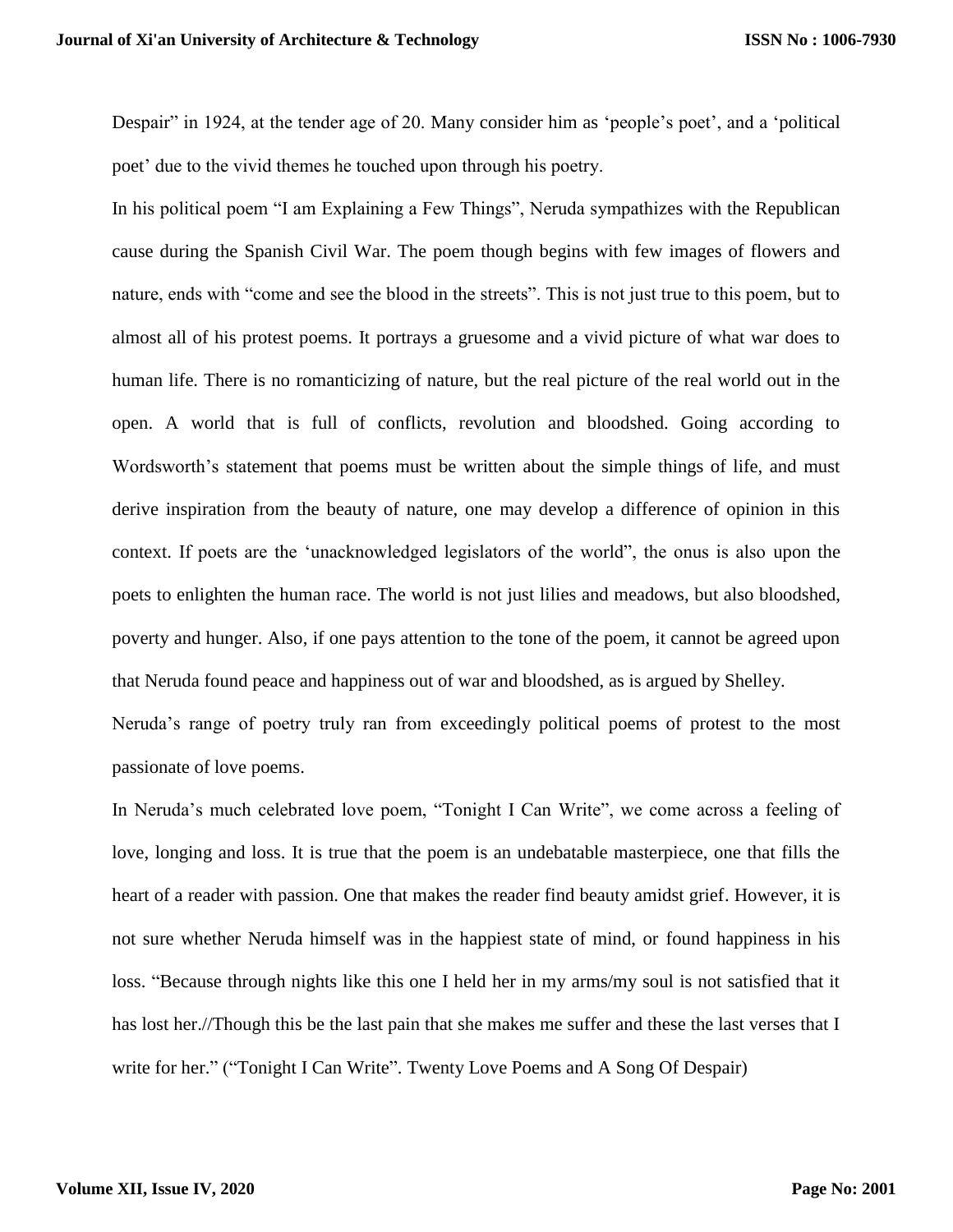Despair" in 1924, at the tender age of 20. Many consider him as 'people's poet', and a 'political poet' due to the vivid themes he touched upon through his poetry.

In his political poem "I am Explaining a Few Things", Neruda sympathizes with the Republican cause during the Spanish Civil War. The poem though begins with few images of flowers and nature, ends with "come and see the blood in the streets". This is not just true to this poem, but to almost all of his protest poems. It portrays a gruesome and a vivid picture of what war does to human life. There is no romanticizing of nature, but the real picture of the real world out in the open. A world that is full of conflicts, revolution and bloodshed. Going according to Wordsworth's statement that poems must be written about the simple things of life, and must derive inspiration from the beauty of nature, one may develop a difference of opinion in this context. If poets are the 'unacknowledged legislators of the world", the onus is also upon the poets to enlighten the human race. The world is not just lilies and meadows, but also bloodshed, poverty and hunger. Also, if one pays attention to the tone of the poem, it cannot be agreed upon that Neruda found peace and happiness out of war and bloodshed, as is argued by Shelley.

Neruda's range of poetry truly ran from exceedingly political poems of protest to the most passionate of love poems.

In Neruda's much celebrated love poem, "Tonight I Can Write", we come across a feeling of love, longing and loss. It is true that the poem is an undebatable masterpiece, one that fills the heart of a reader with passion. One that makes the reader find beauty amidst grief. However, it is not sure whether Neruda himself was in the happiest state of mind, or found happiness in his loss. "Because through nights like this one I held her in my arms/my soul is not satisfied that it has lost her.//Though this be the last pain that she makes me suffer and these the last verses that I write for her." ("Tonight I Can Write". Twenty Love Poems and A Song Of Despair)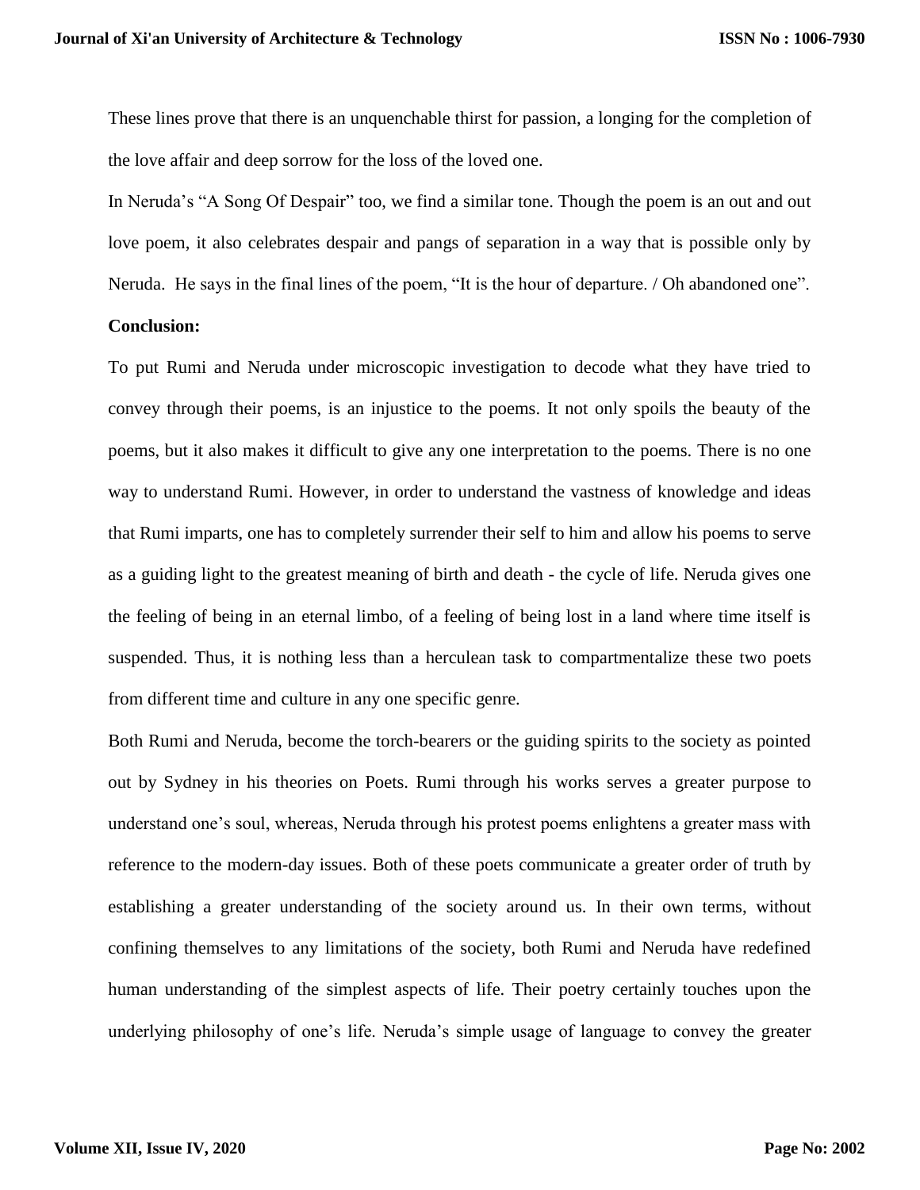These lines prove that there is an unquenchable thirst for passion, a longing for the completion of the love affair and deep sorrow for the loss of the loved one.

In Neruda's "A Song Of Despair" too, we find a similar tone. Though the poem is an out and out love poem, it also celebrates despair and pangs of separation in a way that is possible only by Neruda. He says in the final lines of the poem, "It is the hour of departure. / Oh abandoned one".

**Conclusion:**

To put Rumi and Neruda under microscopic investigation to decode what they have tried to convey through their poems, is an injustice to the poems. It not only spoils the beauty of the poems, but it also makes it difficult to give any one interpretation to the poems. There is no one way to understand Rumi. However, in order to understand the vastness of knowledge and ideas that Rumi imparts, one has to completely surrender their self to him and allow his poems to serve as a guiding light to the greatest meaning of birth and death - the cycle of life. Neruda gives one the feeling of being in an eternal limbo, of a feeling of being lost in a land where time itself is suspended. Thus, it is nothing less than a herculean task to compartmentalize these two poets from different time and culture in any one specific genre.

Both Rumi and Neruda, become the torch-bearers or the guiding spirits to the society as pointed out by Sydney in his theories on Poets. Rumi through his works serves a greater purpose to understand one's soul, whereas, Neruda through his protest poems enlightens a greater mass with reference to the modern-day issues. Both of these poets communicate a greater order of truth by establishing a greater understanding of the society around us. In their own terms, without confining themselves to any limitations of the society, both Rumi and Neruda have redefined human understanding of the simplest aspects of life. Their poetry certainly touches upon the underlying philosophy of one's life. Neruda's simple usage of language to convey the greater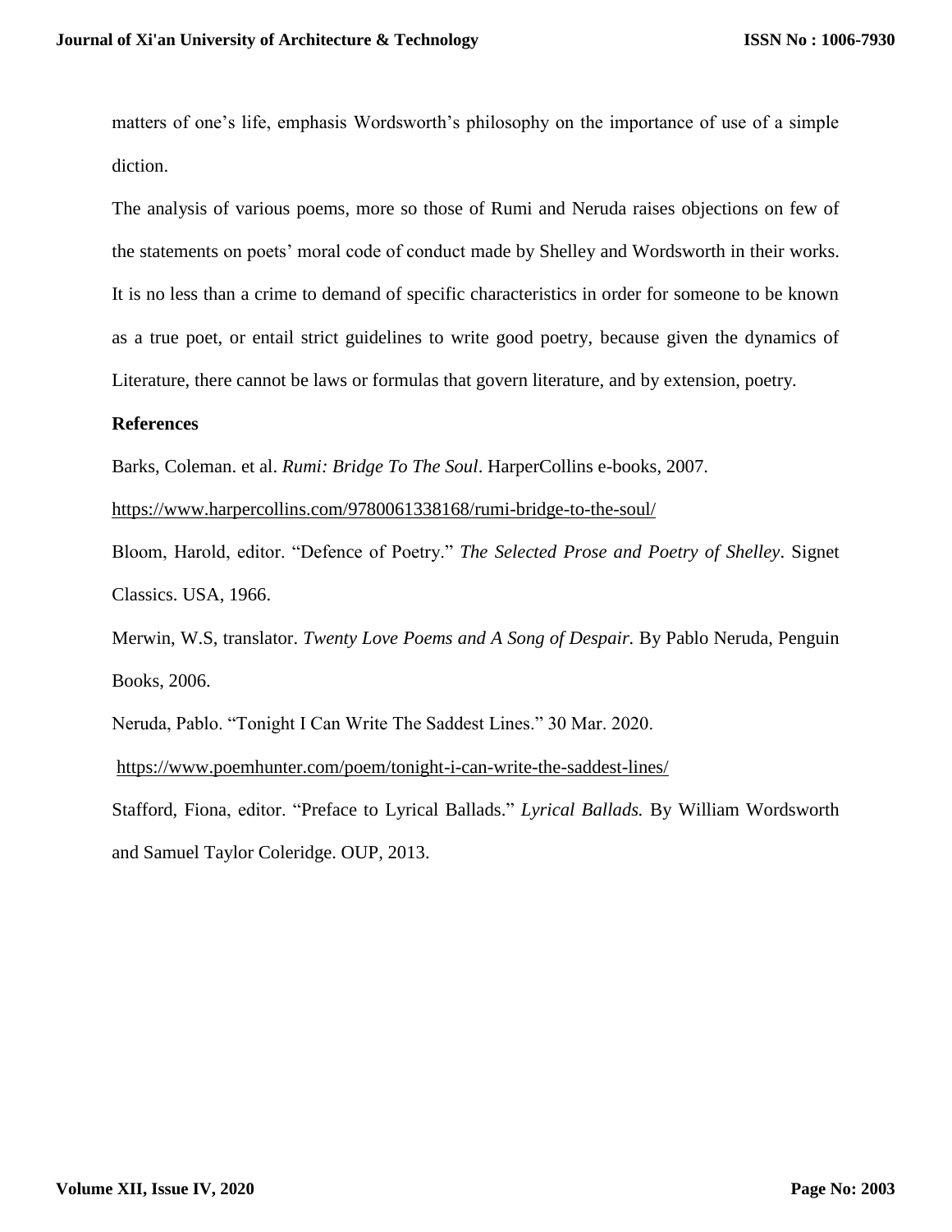matters of one's life, emphasis Wordsworth's philosophy on the importance of use of a simple diction.

The analysis of various poems, more so those of Rumi and Neruda raises objections on few of the statements on poets' moral code of conduct made by Shelley and Wordsworth in their works. It is no less than a crime to demand of specific characteristics in order for someone to be known as a true poet, or entail strict guidelines to write good poetry, because given the dynamics of Literature, there cannot be laws or formulas that govern literature, and by extension, poetry.

**References**

Barks, Coleman. et al. *Rumi: Bridge To The Soul*. HarperCollins e-books, 2007.

https://www.harpercollins.com/9780061338168/rumi-bridge-to-the-soul/

Bloom, Harold, editor. "Defence of Poetry." *The Selected Prose and Poetry of Shelley*. Signet Classics. USA, 1966.

Merwin, W.S, translator. *Twenty Love Poems and A Song of Despair.* By Pablo Neruda, Penguin Books, 2006.

Neruda, Pablo. "Tonight I Can Write The Saddest Lines." 30 Mar. 2020.

https://www.poemhunter.com/poem/tonight-i-can-write-the-saddest-lines/

Stafford, Fiona, editor. "Preface to Lyrical Ballads." *Lyrical Ballads.* By William Wordsworth and Samuel Taylor Coleridge. OUP, 2013.